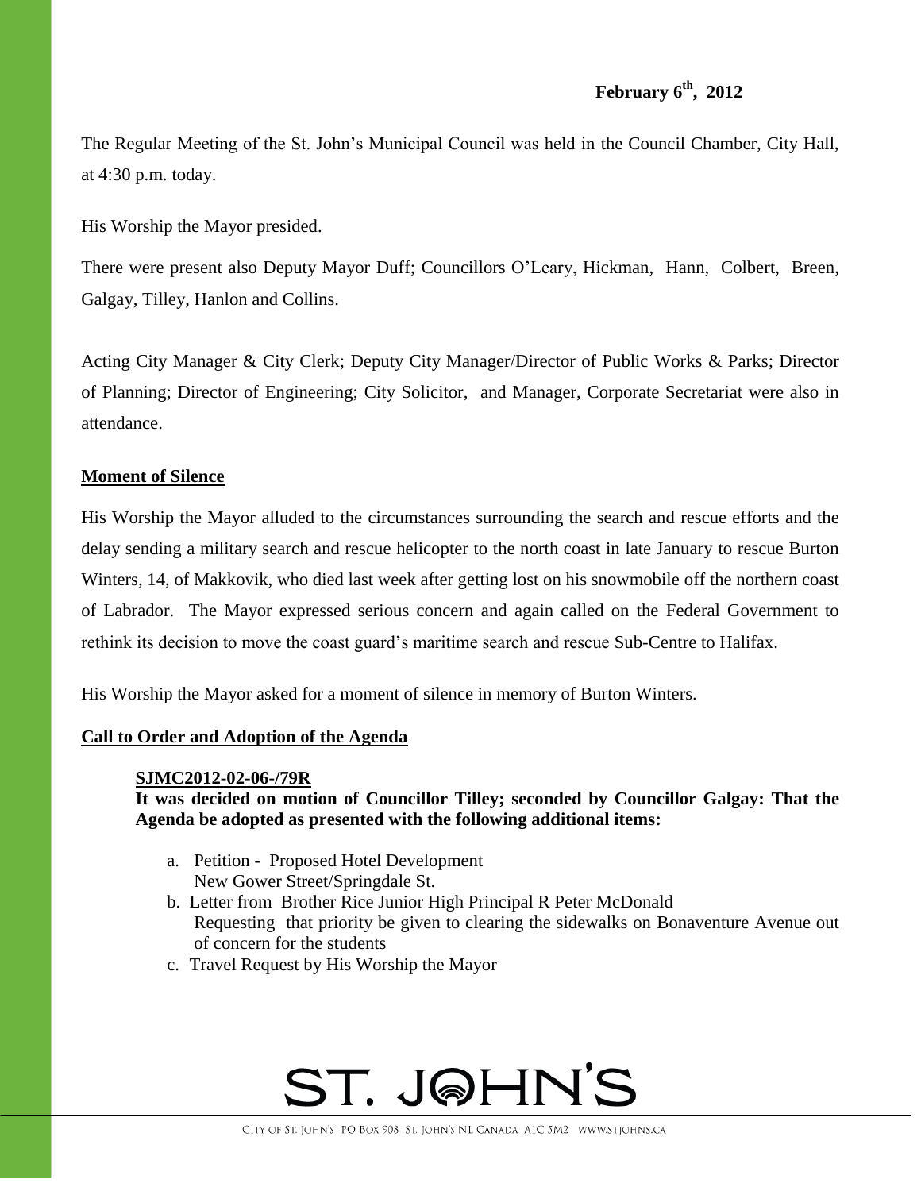**February 6th, 2012**

The Regular Meeting of the St. John's Municipal Council was held in the Council Chamber, City Hall, at 4:30 p.m. today.

His Worship the Mayor presided.

There were present also Deputy Mayor Duff; Councillors O'Leary, Hickman, Hann, Colbert, Breen, Galgay, Tilley, Hanlon and Collins.

Acting City Manager & City Clerk; Deputy City Manager/Director of Public Works & Parks; Director of Planning; Director of Engineering; City Solicitor, and Manager, Corporate Secretariat were also in attendance.

## Moment of Silence

His Worship the Mayor alluded to the circumstances surrounding the search and rescue efforts and the delay sending a military search and rescue helicopter to the north coast in late January to rescue Burton Winters, 14, of Makkovik, who died last week after getting lost on his snowmobile off the northern coast of Labrador. The Mayor expressed serious concern and again called on the Federal Government to rethink its decision to move the coast guard's maritime search and rescue Sub-Centre to Halifax.

His Worship the Mayor asked for a moment of silence in memory of Burton Winters.

## Call to Order and Adoption of the Agenda

**SJMC2012-02-06-/79R**

**It was decided on motion of Councillor Tilley; seconded by Councillor Galgay: That the Agenda be adopted as presented with the following additional items:**

a. Petition - Proposed Hotel Development
   New Gower Street/Springdale St.
b. Letter from Brother Rice Junior High Principal R Peter McDonald
   Requesting that priority be given to clearing the sidewalks on Bonaventure Avenue out of concern for the students
c. Travel Request by His Worship the Mayor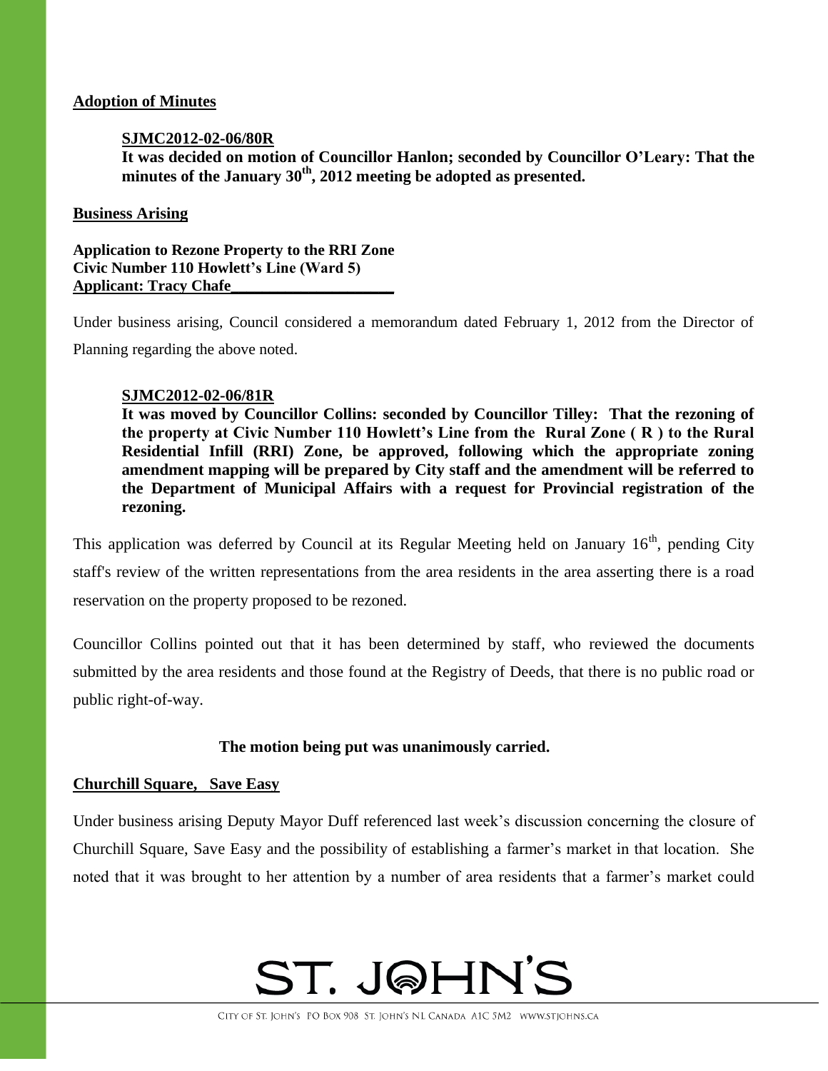**Adoption of Minutes**

> **SJMC2012-02-06/80R**
> **It was decided on motion of Councillor Hanlon; seconded by Councillor O'Leary: That the minutes of the January 30th, 2012 meeting be adopted as presented.**

**Business Arising**

**Application to Rezone Property to the RRI Zone**
**Civic Number 110 Howlett's Line (Ward 5)**
**Applicant: Tracy Chafe**

Under business arising, Council considered a memorandum dated February 1, 2012 from the Director of Planning regarding the above noted.

> **SJMC2012-02-06/81R**
> **It was moved by Councillor Collins: seconded by Councillor Tilley: That the rezoning of the property at Civic Number 110 Howlett's Line from the Rural Zone ( R ) to the Rural Residential Infill (RRI) Zone, be approved, following which the appropriate zoning amendment mapping will be prepared by City staff and the amendment will be referred to the Department of Municipal Affairs with a request for Provincial registration of the rezoning.**

This application was deferred by Council at its Regular Meeting held on January 16th, pending City staff's review of the written representations from the area residents in the area asserting there is a road reservation on the property proposed to be rezoned.

Councillor Collins pointed out that it has been determined by staff, who reviewed the documents submitted by the area residents and those found at the Registry of Deeds, that there is no public road or public right-of-way.

**The motion being put was unanimously carried.**

**Churchill Square, Save Easy**

Under business arising Deputy Mayor Duff referenced last week's discussion concerning the closure of Churchill Square, Save Easy and the possibility of establishing a farmer's market in that location. She noted that it was brought to her attention by a number of area residents that a farmer's market could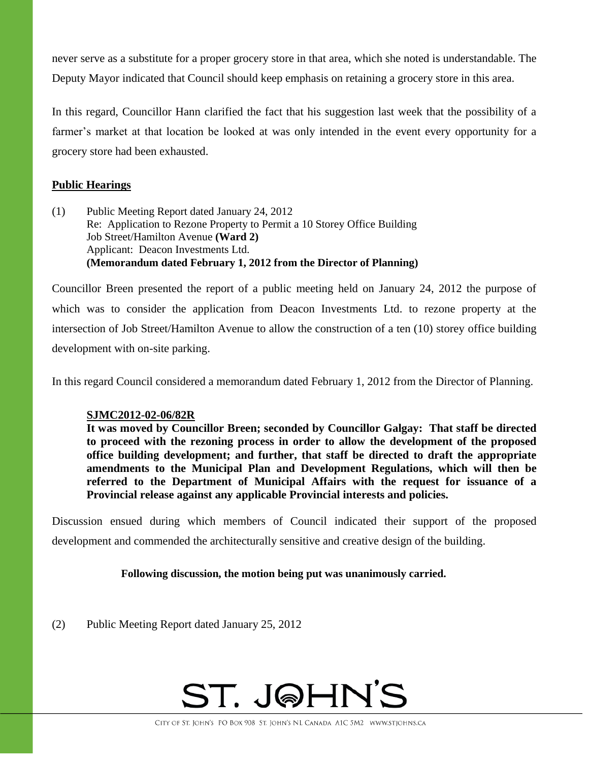never serve as a substitute for a proper grocery store in that area, which she noted is understandable. The Deputy Mayor indicated that Council should keep emphasis on retaining a grocery store in this area.

In this regard, Councillor Hann clarified the fact that his suggestion last week that the possibility of a farmer's market at that location be looked at was only intended in the event every opportunity for a grocery store had been exhausted.

**Public Hearings**

(1) Public Meeting Report dated January 24, 2012
Re: Application to Rezone Property to Permit a 10 Storey Office Building
Job Street/Hamilton Avenue **(Ward 2)**
Applicant: Deacon Investments Ltd.
**(Memorandum dated February 1, 2012 from the Director of Planning)**

Councillor Breen presented the report of a public meeting held on January 24, 2012 the purpose of which was to consider the application from Deacon Investments Ltd. to rezone property at the intersection of Job Street/Hamilton Avenue to allow the construction of a ten (10) storey office building development with on-site parking.

In this regard Council considered a memorandum dated February 1, 2012 from the Director of Planning.

**SJMC2012-02-06/82R**
**It was moved by Councillor Breen; seconded by Councillor Galgay: That staff be directed to proceed with the rezoning process in order to allow the development of the proposed office building development; and further, that staff be directed to draft the appropriate amendments to the Municipal Plan and Development Regulations, which will then be referred to the Department of Municipal Affairs with the request for issuance of a Provincial release against any applicable Provincial interests and policies.**

Discussion ensued during which members of Council indicated their support of the proposed development and commended the architecturally sensitive and creative design of the building.

**Following discussion, the motion being put was unanimously carried.**

(2) Public Meeting Report dated January 25, 2012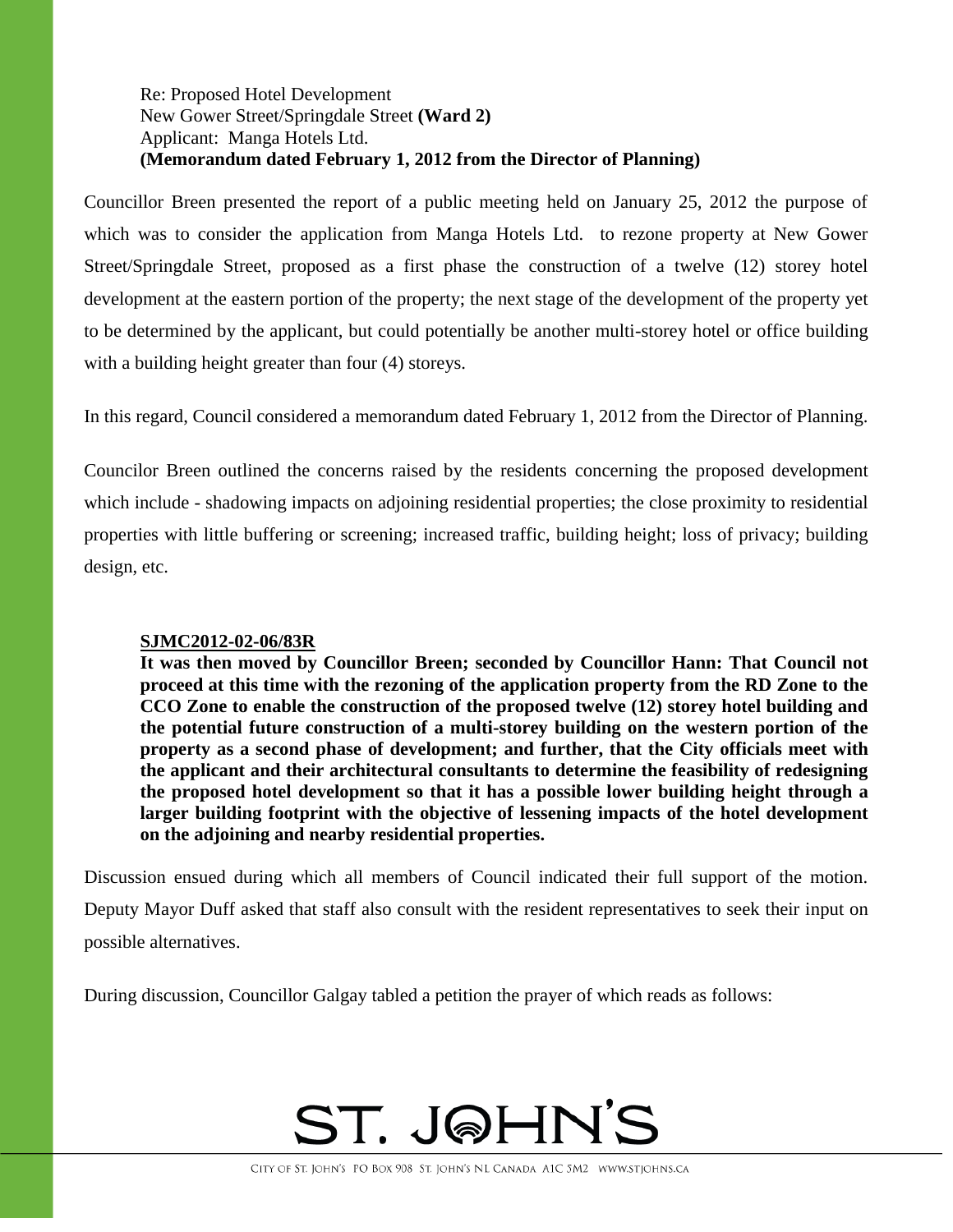Re: Proposed Hotel Development
New Gower Street/Springdale Street **(Ward 2)**
Applicant: Manga Hotels Ltd.
**(Memorandum dated February 1, 2012 from the Director of Planning)**

Councillor Breen presented the report of a public meeting held on January 25, 2012 the purpose of which was to consider the application from Manga Hotels Ltd. to rezone property at New Gower Street/Springdale Street, proposed as a first phase the construction of a twelve (12) storey hotel development at the eastern portion of the property; the next stage of the development of the property yet to be determined by the applicant, but could potentially be another multi-storey hotel or office building with a building height greater than four (4) storeys.

In this regard, Council considered a memorandum dated February 1, 2012 from the Director of Planning.

Councilor Breen outlined the concerns raised by the residents concerning the proposed development which include - shadowing impacts on adjoining residential properties; the close proximity to residential properties with little buffering or screening; increased traffic, building height; loss of privacy; building design, etc.

**SJMC2012-02-06/83R**
**It was then moved by Councillor Breen; seconded by Councillor Hann: That Council not proceed at this time with the rezoning of the application property from the RD Zone to the CCO Zone to enable the construction of the proposed twelve (12) storey hotel building and the potential future construction of a multi-storey building on the western portion of the property as a second phase of development; and further, that the City officials meet with the applicant and their architectural consultants to determine the feasibility of redesigning the proposed hotel development so that it has a possible lower building height through a larger building footprint with the objective of lessening impacts of the hotel development on the adjoining and nearby residential properties.**

Discussion ensued during which all members of Council indicated their full support of the motion. Deputy Mayor Duff asked that staff also consult with the resident representatives to seek their input on possible alternatives.

During discussion, Councillor Galgay tabled a petition the prayer of which reads as follows: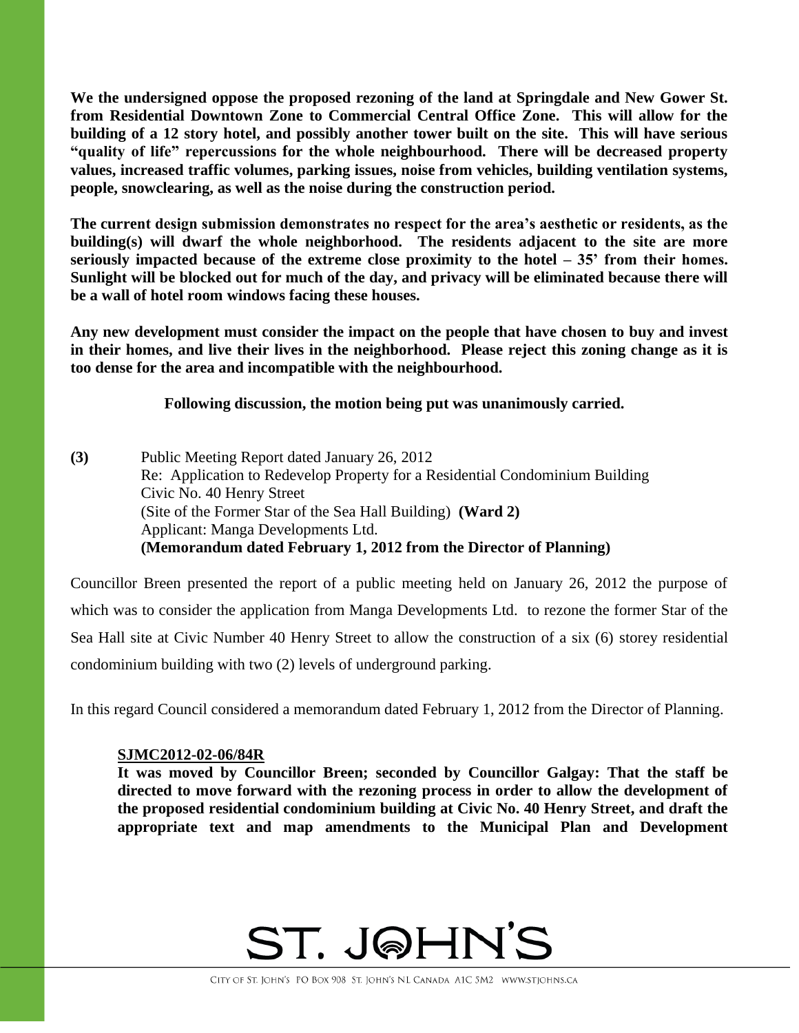**We the undersigned oppose the proposed rezoning of the land at Springdale and New Gower St. from Residential Downtown Zone to Commercial Central Office Zone. This will allow for the building of a 12 story hotel, and possibly another tower built on the site. This will have serious "quality of life" repercussions for the whole neighbourhood. There will be decreased property values, increased traffic volumes, parking issues, noise from vehicles, building ventilation systems, people, snowclearing, as well as the noise during the construction period.**

**The current design submission demonstrates no respect for the area's aesthetic or residents, as the building(s) will dwarf the whole neighborhood. The residents adjacent to the site are more seriously impacted because of the extreme close proximity to the hotel – 35' from their homes. Sunlight will be blocked out for much of the day, and privacy will be eliminated because there will be a wall of hotel room windows facing these houses.**

**Any new development must consider the impact on the people that have chosen to buy and invest in their homes, and live their lives in the neighborhood. Please reject this zoning change as it is too dense for the area and incompatible with the neighbourhood.**

**Following discussion, the motion being put was unanimously carried.**

**(3)** Public Meeting Report dated January 26, 2012
Re: Application to Redevelop Property for a Residential Condominium Building
Civic No. 40 Henry Street
(Site of the Former Star of the Sea Hall Building) **(Ward 2)**
Applicant: Manga Developments Ltd.
**(Memorandum dated February 1, 2012 from the Director of Planning)**

Councillor Breen presented the report of a public meeting held on January 26, 2012 the purpose of which was to consider the application from Manga Developments Ltd. to rezone the former Star of the Sea Hall site at Civic Number 40 Henry Street to allow the construction of a six (6) storey residential condominium building with two (2) levels of underground parking.

In this regard Council considered a memorandum dated February 1, 2012 from the Director of Planning.

**SJMC2012-02-06/84R**
**It was moved by Councillor Breen; seconded by Councillor Galgay: That the staff be directed to move forward with the rezoning process in order to allow the development of the proposed residential condominium building at Civic No. 40 Henry Street, and draft the appropriate text and map amendments to the Municipal Plan and Development**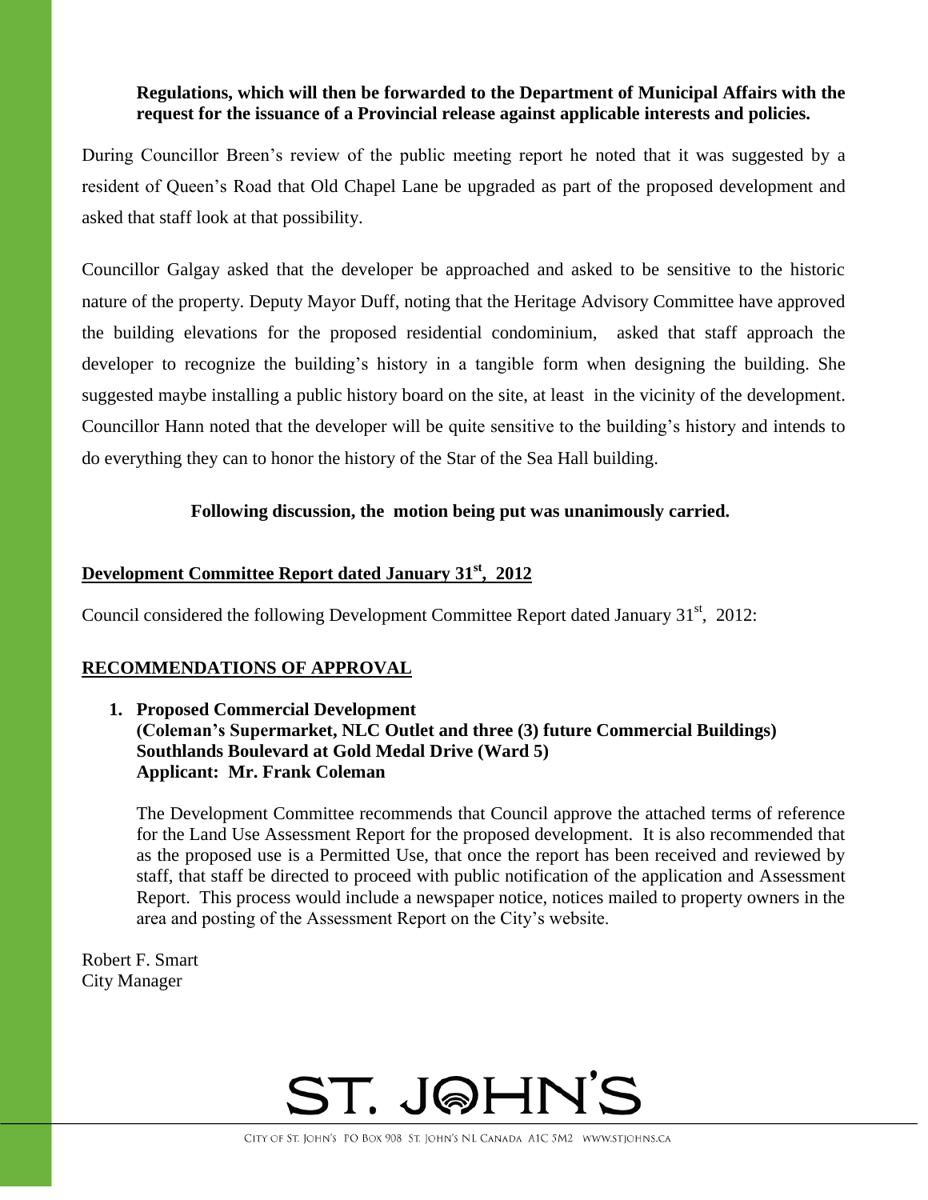**Regulations, which will then be forwarded to the Department of Municipal Affairs with the request for the issuance of a Provincial release against applicable interests and policies.**

During Councillor Breen's review of the public meeting report he noted that it was suggested by a resident of Queen's Road that Old Chapel Lane be upgraded as part of the proposed development and asked that staff look at that possibility.

Councillor Galgay asked that the developer be approached and asked to be sensitive to the historic nature of the property. Deputy Mayor Duff, noting that the Heritage Advisory Committee have approved the building elevations for the proposed residential condominium, asked that staff approach the developer to recognize the building's history in a tangible form when designing the building. She suggested maybe installing a public history board on the site, at least in the vicinity of the development. Councillor Hann noted that the developer will be quite sensitive to the building's history and intends to do everything they can to honor the history of the Star of the Sea Hall building.

**Following discussion, the motion being put was unanimously carried.**

## Development Committee Report dated January 31st, 2012

Council considered the following Development Committee Report dated January 31st, 2012:

### RECOMMENDATIONS OF APPROVAL

1. **Proposed Commercial Development**
   **(Coleman's Supermarket, NLC Outlet and three (3) future Commercial Buildings)**
   **Southlands Boulevard at Gold Medal Drive (Ward 5)**
   **Applicant: Mr. Frank Coleman**

   The Development Committee recommends that Council approve the attached terms of reference for the Land Use Assessment Report for the proposed development. It is also recommended that as the proposed use is a Permitted Use, that once the report has been received and reviewed by staff, that staff be directed to proceed with public notification of the application and Assessment Report. This process would include a newspaper notice, notices mailed to property owners in the area and posting of the Assessment Report on the City's website.

Robert F. Smart
City Manager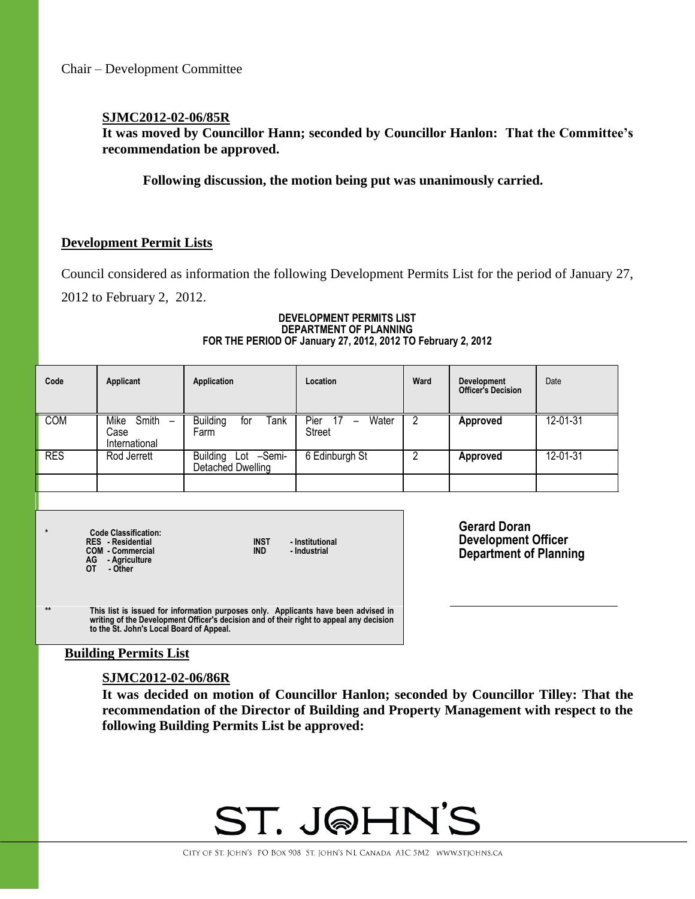Chair – Development Committee

**SJMC2012-02-06/85R**

**It was moved by Councillor Hann; seconded by Councillor Hanlon: That the Committee's recommendation be approved.**

**Following discussion, the motion being put was unanimously carried.**

**Development Permit Lists**

Council considered as information the following Development Permits List for the period of January 27, 2012 to February 2, 2012.

**DEVELOPMENT PERMITS LIST**
**DEPARTMENT OF PLANNING**
**FOR THE PERIOD OF January 27, 2012, 2012 TO February 2, 2012**

| Code | Applicant | Application | Location | Ward | Development Officer's Decision | Date |
|---|---|---|---|---|---|---|
| COM | Mike Smith – Case International | Building for Tank Farm | Pier 17 – Water Street | 2 | **Approved** | 12-01-31 |
| RES | Rod Jerrett | Building Lot –Semi-Detached Dwelling | 6 Edinburgh St | 2 | **Approved** | 12-01-31 |
| | | | | | | |

\* **Code Classification:**
**RES - Residential**
**COM - Commercial**
**AG - Agriculture**
**OT - Other**
**INST - Institutional**
**IND - Industrial**

\*\* **This list is issued for information purposes only. Applicants have been advised in writing of the Development Officer's decision and of their right to appeal any decision to the St. John's Local Board of Appeal.**

**Gerard Doran**
**Development Officer**
**Department of Planning**

**Building Permits List**

**SJMC2012-02-06/86R**

**It was decided on motion of Councillor Hanlon; seconded by Councillor Tilley: That the recommendation of the Director of Building and Property Management with respect to the following Building Permits List be approved:**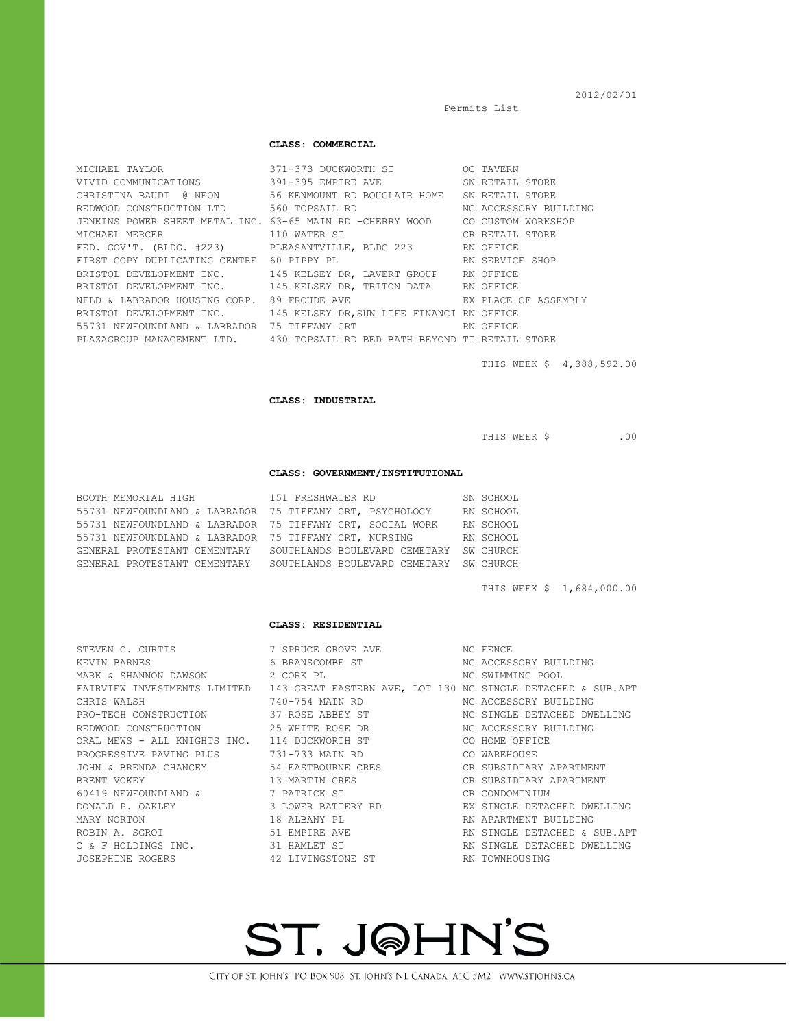2012/02/01

Permits List

**CLASS: COMMERCIAL**

| | | |
|---|---|---|
| MICHAEL TAYLOR | 371-373 DUCKWORTH ST | OC TAVERN |
| VIVID COMMUNICATIONS | 391-395 EMPIRE AVE | SN RETAIL STORE |
| CHRISTINA BAUDI @ NEON | 56 KENMOUNT RD BOUCLAIR HOME | SN RETAIL STORE |
| REDWOOD CONSTRUCTION LTD | 560 TOPSAIL RD | NC ACCESSORY BUILDING |
| JENKINS POWER SHEET METAL INC. | 63-65 MAIN RD -CHERRY WOOD | CO CUSTOM WORKSHOP |
| MICHAEL MERCER | 110 WATER ST | CR RETAIL STORE |
| FED. GOV'T. (BLDG. #223) | PLEASANTVILLE, BLDG 223 | RN OFFICE |
| FIRST COPY DUPLICATING CENTRE | 60 PIPPY PL | RN SERVICE SHOP |
| BRISTOL DEVELOPMENT INC. | 145 KELSEY DR, LAVERT GROUP | RN OFFICE |
| BRISTOL DEVELOPMENT INC. | 145 KELSEY DR, TRITON DATA | RN OFFICE |
| NFLD & LABRADOR HOUSING CORP. | 89 FROUDE AVE | EX PLACE OF ASSEMBLY |
| BRISTOL DEVELOPMENT INC. | 145 KELSEY DR,SUN LIFE FINANCI | RN OFFICE |
| 55731 NEWFOUNDLAND & LABRADOR | 75 TIFFANY CRT | RN OFFICE |
| PLAZAGROUP MANAGEMENT LTD. | 430 TOPSAIL RD BED BATH BEYOND | TI RETAIL STORE |

THIS WEEK $ 4,388,592.00

**CLASS: INDUSTRIAL**

THIS WEEK $ .00

**CLASS: GOVERNMENT/INSTITUTIONAL**

| | | |
|---|---|---|
| BOOTH MEMORIAL HIGH | 151 FRESHWATER RD | SN SCHOOL |
| 55731 NEWFOUNDLAND & LABRADOR | 75 TIFFANY CRT, PSYCHOLOGY | RN SCHOOL |
| 55731 NEWFOUNDLAND & LABRADOR | 75 TIFFANY CRT, SOCIAL WORK | RN SCHOOL |
| 55731 NEWFOUNDLAND & LABRADOR | 75 TIFFANY CRT, NURSING | RN SCHOOL |
| GENERAL PROTESTANT CEMENTARY | SOUTHLANDS BOULEVARD CEMETARY | SW CHURCH |
| GENERAL PROTESTANT CEMENTARY | SOUTHLANDS BOULEVARD CEMETARY | SW CHURCH |

THIS WEEK $ 1,684,000.00

**CLASS: RESIDENTIAL**

| | | |
|---|---|---|
| STEVEN C. CURTIS | 7 SPRUCE GROVE AVE | NC FENCE |
| KEVIN BARNES | 6 BRANSCOMBE ST | NC ACCESSORY BUILDING |
| MARK & SHANNON DAWSON | 2 CORK PL | NC SWIMMING POOL |
| FAIRVIEW INVESTMENTS LIMITED | 143 GREAT EASTERN AVE, LOT 130 | NC SINGLE DETACHED & SUB.APT |
| CHRIS WALSH | 740-754 MAIN RD | NC ACCESSORY BUILDING |
| PRO-TECH CONSTRUCTION | 37 ROSE ABBEY ST | NC SINGLE DETACHED DWELLING |
| REDWOOD CONSTRUCTION | 25 WHITE ROSE DR | NC ACCESSORY BUILDING |
| ORAL MEWS - ALL KNIGHTS INC. | 114 DUCKWORTH ST | CO HOME OFFICE |
| PROGRESSIVE PAVING PLUS | 731-733 MAIN RD | CO WAREHOUSE |
| JOHN & BRENDA CHANCEY | 54 EASTBOURNE CRES | CR SUBSIDIARY APARTMENT |
| BRENT VOKEY | 13 MARTIN CRES | CR SUBSIDIARY APARTMENT |
| 60419 NEWFOUNDLAND & | 7 PATRICK ST | CR CONDOMINIUM |
| DONALD P. OAKLEY | 3 LOWER BATTERY RD | EX SINGLE DETACHED DWELLING |
| MARY NORTON | 18 ALBANY PL | RN APARTMENT BUILDING |
| ROBIN A. SGROI | 51 EMPIRE AVE | RN SINGLE DETACHED & SUB.APT |
| C & F HOLDINGS INC. | 31 HAMLET ST | RN SINGLE DETACHED DWELLING |
| JOSEPHINE ROGERS | 42 LIVINGSTONE ST | RN TOWNHOUSING |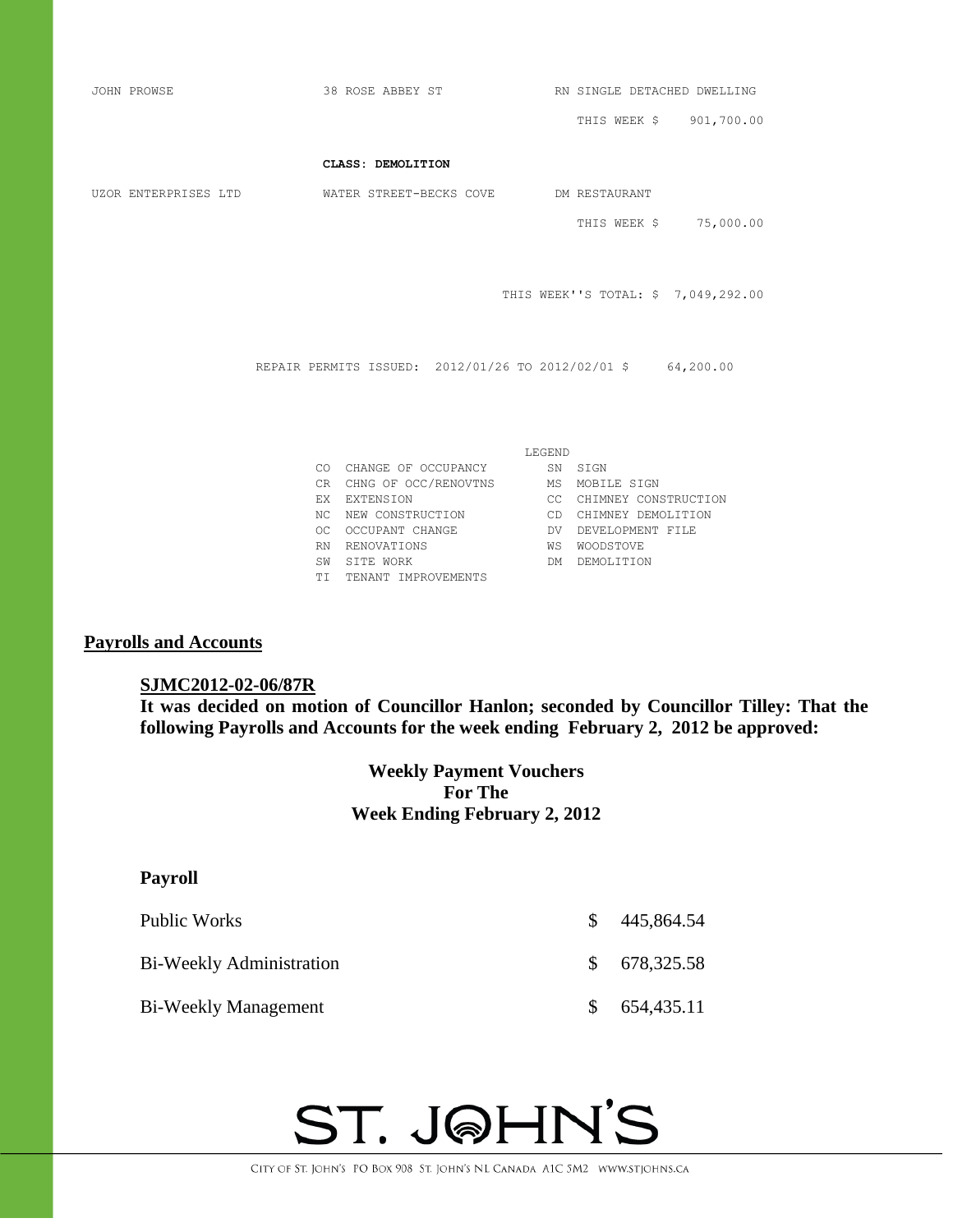| | | |
|---|---|---|
| JOHN PROWSE | 38 ROSE ABBEY ST | RN SINGLE DETACHED DWELLING |
| | | THIS WEEK $ 901,700.00 |

**CLASS: DEMOLITION**

| | | |
|---|---|---|
| UZOR ENTERPRISES LTD | WATER STREET-BECKS COVE | DM RESTAURANT |
| | | THIS WEEK $ 75,000.00 |

THIS WEEK''S TOTAL: $ 7,049,292.00

REPAIR PERMITS ISSUED: 2012/01/26 TO 2012/02/01 $ 64,200.00

LEGEND

| | | | |
|---|---|---|---|
| CO | CHANGE OF OCCUPANCY | SN | SIGN |
| CR | CHNG OF OCC/RENOVTNS | MS | MOBILE SIGN |
| EX | EXTENSION | CC | CHIMNEY CONSTRUCTION |
| NC | NEW CONSTRUCTION | CD | CHIMNEY DEMOLITION |
| OC | OCCUPANT CHANGE | DV | DEVELOPMENT FILE |
| RN | RENOVATIONS | WS | WOODSTOVE |
| SW | SITE WORK | DM | DEMOLITION |
| TI | TENANT IMPROVEMENTS | | |

## Payrolls and Accounts

**SJMC2012-02-06/87R**
**It was decided on motion of Councillor Hanlon; seconded by Councillor Tilley: That the following Payrolls and Accounts for the week ending February 2, 2012 be approved:**

**Weekly Payment Vouchers**
**For The**
**Week Ending February 2, 2012**

### Payroll

| | |
|---|---|
| Public Works | $ 445,864.54 |
| Bi-Weekly Administration | $ 678,325.58 |
| Bi-Weekly Management | $ 654,435.11 |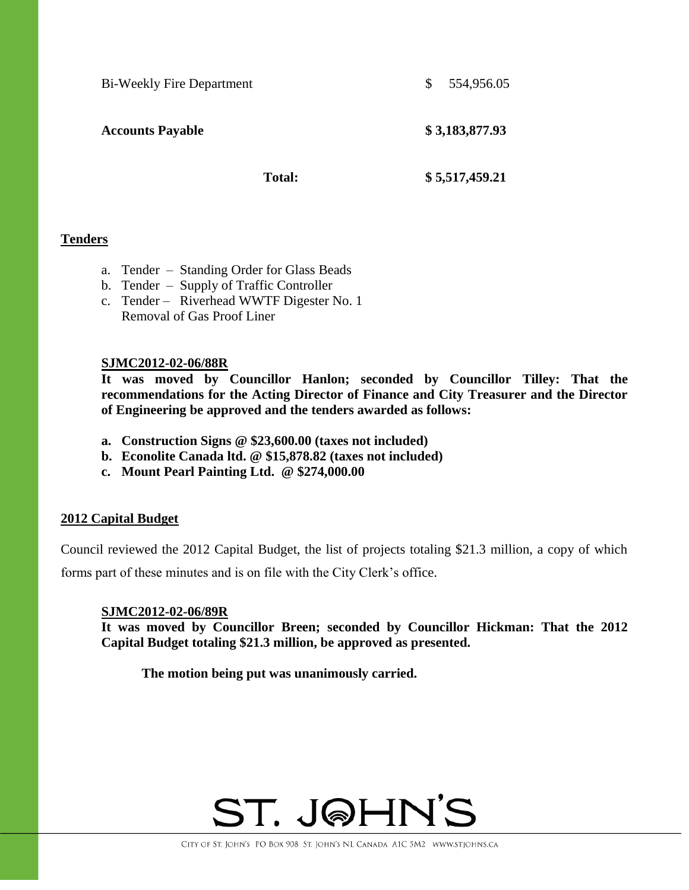| | |
|---|---|
| Bi-Weekly Fire Department | $ 554,956.05 |
| **Accounts Payable** | **$ 3,183,877.93** |
| **Total:** | **$ 5,517,459.21** |

**Tenders**

a. Tender – Standing Order for Glass Beads
b. Tender – Supply of Traffic Controller
c. Tender – Riverhead WWTF Digester No. 1 Removal of Gas Proof Liner

**SJMC2012-02-06/88R**
**It was moved by Councillor Hanlon; seconded by Councillor Tilley: That the recommendations for the Acting Director of Finance and City Treasurer and the Director of Engineering be approved and the tenders awarded as follows:**

**a. Construction Signs @ $23,600.00 (taxes not included)**
**b. Econolite Canada ltd. @ $15,878.82 (taxes not included)**
**c. Mount Pearl Painting Ltd. @ $274,000.00**

**2012 Capital Budget**

Council reviewed the 2012 Capital Budget, the list of projects totaling $21.3 million, a copy of which forms part of these minutes and is on file with the City Clerk's office.

**SJMC2012-02-06/89R**
**It was moved by Councillor Breen; seconded by Councillor Hickman: That the 2012 Capital Budget totaling $21.3 million, be approved as presented.**

**The motion being put was unanimously carried.**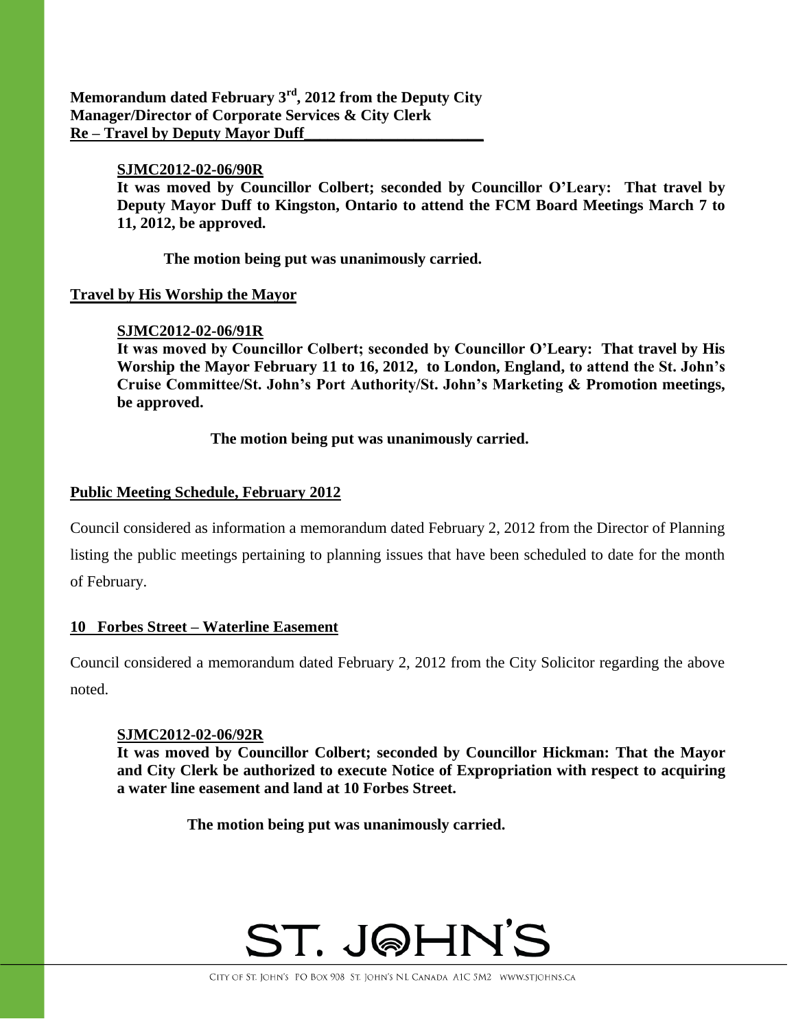**Memorandum dated February 3rd, 2012 from the Deputy City Manager/Director of Corporate Services & City Clerk**
**Re – Travel by Deputy Mayor Duff**

**SJMC2012-02-06/90R**
**It was moved by Councillor Colbert; seconded by Councillor O'Leary: That travel by Deputy Mayor Duff to Kingston, Ontario to attend the FCM Board Meetings March 7 to 11, 2012, be approved.**

**The motion being put was unanimously carried.**

**Travel by His Worship the Mayor**

**SJMC2012-02-06/91R**
**It was moved by Councillor Colbert; seconded by Councillor O'Leary: That travel by His Worship the Mayor February 11 to 16, 2012, to London, England, to attend the St. John's Cruise Committee/St. John's Port Authority/St. John's Marketing & Promotion meetings, be approved.**

**The motion being put was unanimously carried.**

**Public Meeting Schedule, February 2012**

Council considered as information a memorandum dated February 2, 2012 from the Director of Planning listing the public meetings pertaining to planning issues that have been scheduled to date for the month of February.

**10 Forbes Street – Waterline Easement**

Council considered a memorandum dated February 2, 2012 from the City Solicitor regarding the above noted.

**SJMC2012-02-06/92R**
**It was moved by Councillor Colbert; seconded by Councillor Hickman: That the Mayor and City Clerk be authorized to execute Notice of Expropriation with respect to acquiring a water line easement and land at 10 Forbes Street.**

**The motion being put was unanimously carried.**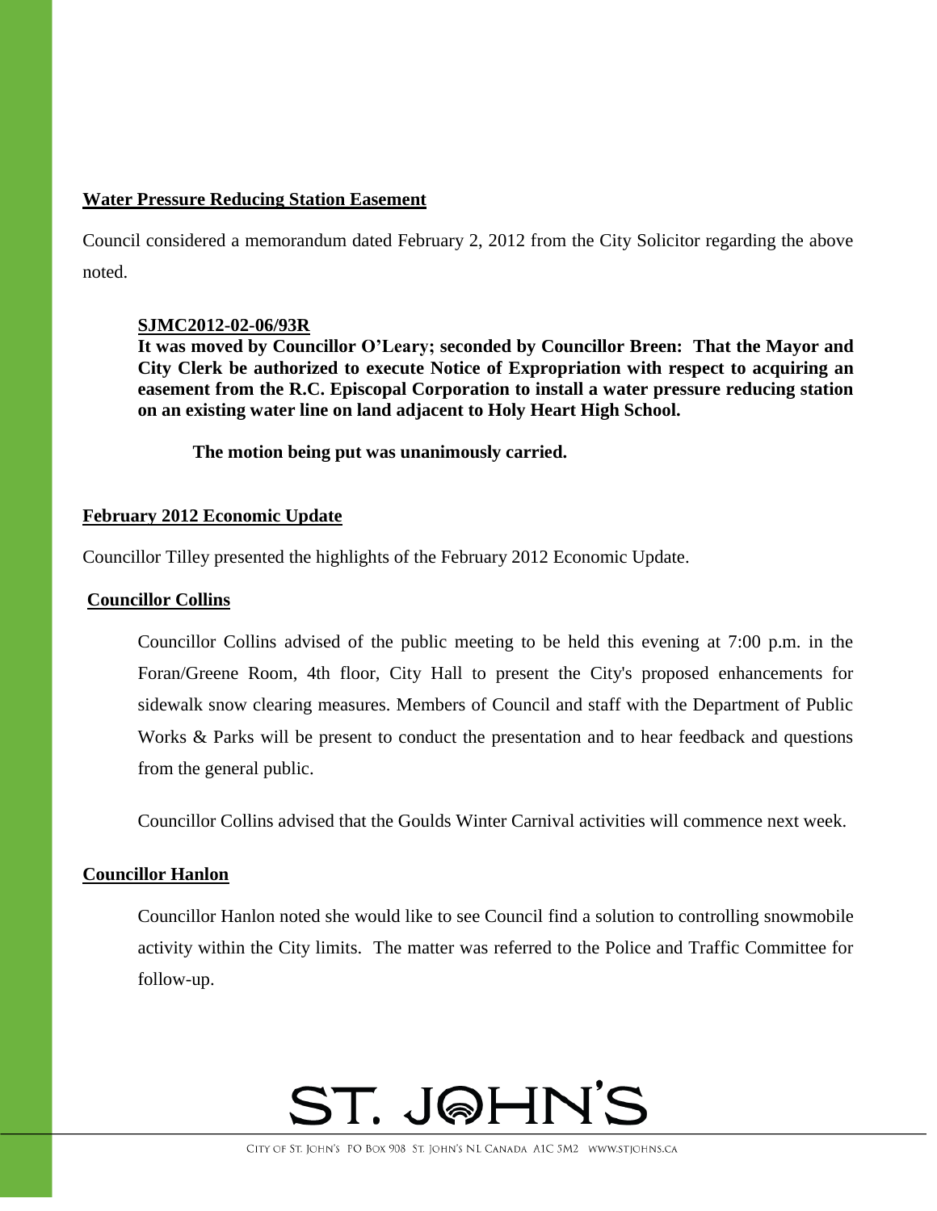**Water Pressure Reducing Station Easement**

Council considered a memorandum dated February 2, 2012 from the City Solicitor regarding the above noted.

> **SJMC2012-02-06/93R**
> **It was moved by Councillor O'Leary; seconded by Councillor Breen: That the Mayor and City Clerk be authorized to execute Notice of Expropriation with respect to acquiring an easement from the R.C. Episcopal Corporation to install a water pressure reducing station on an existing water line on land adjacent to Holy Heart High School.**
>
> **The motion being put was unanimously carried.**

**February 2012 Economic Update**

Councillor Tilley presented the highlights of the February 2012 Economic Update.

**Councillor Collins**

Councillor Collins advised of the public meeting to be held this evening at 7:00 p.m. in the Foran/Greene Room, 4th floor, City Hall to present the City's proposed enhancements for sidewalk snow clearing measures. Members of Council and staff with the Department of Public Works & Parks will be present to conduct the presentation and to hear feedback and questions from the general public.

Councillor Collins advised that the Goulds Winter Carnival activities will commence next week.

**Councillor Hanlon**

Councillor Hanlon noted she would like to see Council find a solution to controlling snowmobile activity within the City limits. The matter was referred to the Police and Traffic Committee for follow-up.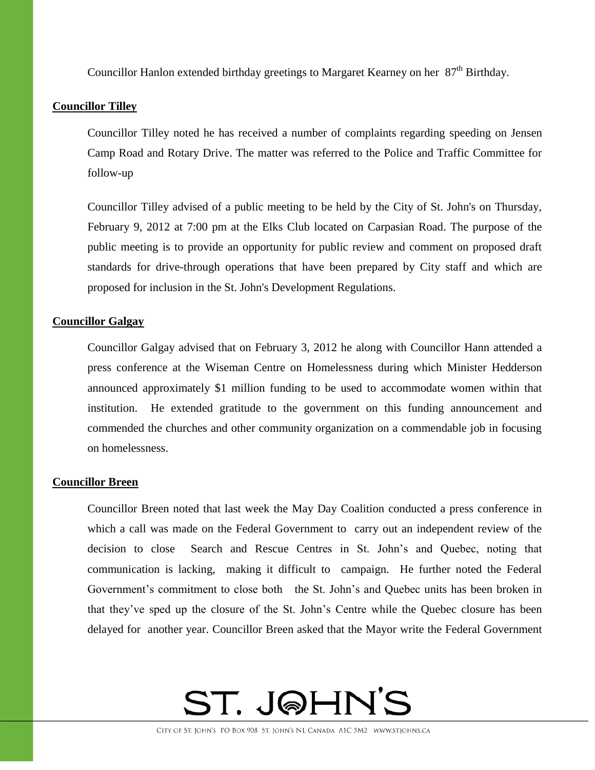Councillor Hanlon extended birthday greetings to Margaret Kearney on her 87th Birthday.

**Councillor Tilley**

Councillor Tilley noted he has received a number of complaints regarding speeding on Jensen Camp Road and Rotary Drive. The matter was referred to the Police and Traffic Committee for follow-up

Councillor Tilley advised of a public meeting to be held by the City of St. John's on Thursday, February 9, 2012 at 7:00 pm at the Elks Club located on Carpasian Road. The purpose of the public meeting is to provide an opportunity for public review and comment on proposed draft standards for drive-through operations that have been prepared by City staff and which are proposed for inclusion in the St. John's Development Regulations.

**Councillor Galgay**

Councillor Galgay advised that on February 3, 2012 he along with Councillor Hann attended a press conference at the Wiseman Centre on Homelessness during which Minister Hedderson announced approximately $1 million funding to be used to accommodate women within that institution. He extended gratitude to the government on this funding announcement and commended the churches and other community organization on a commendable job in focusing on homelessness.

**Councillor Breen**

Councillor Breen noted that last week the May Day Coalition conducted a press conference in which a call was made on the Federal Government to carry out an independent review of the decision to close Search and Rescue Centres in St. John's and Quebec, noting that communication is lacking, making it difficult to campaign. He further noted the Federal Government's commitment to close both the St. John's and Quebec units has been broken in that they've sped up the closure of the St. John's Centre while the Quebec closure has been delayed for another year. Councillor Breen asked that the Mayor write the Federal Government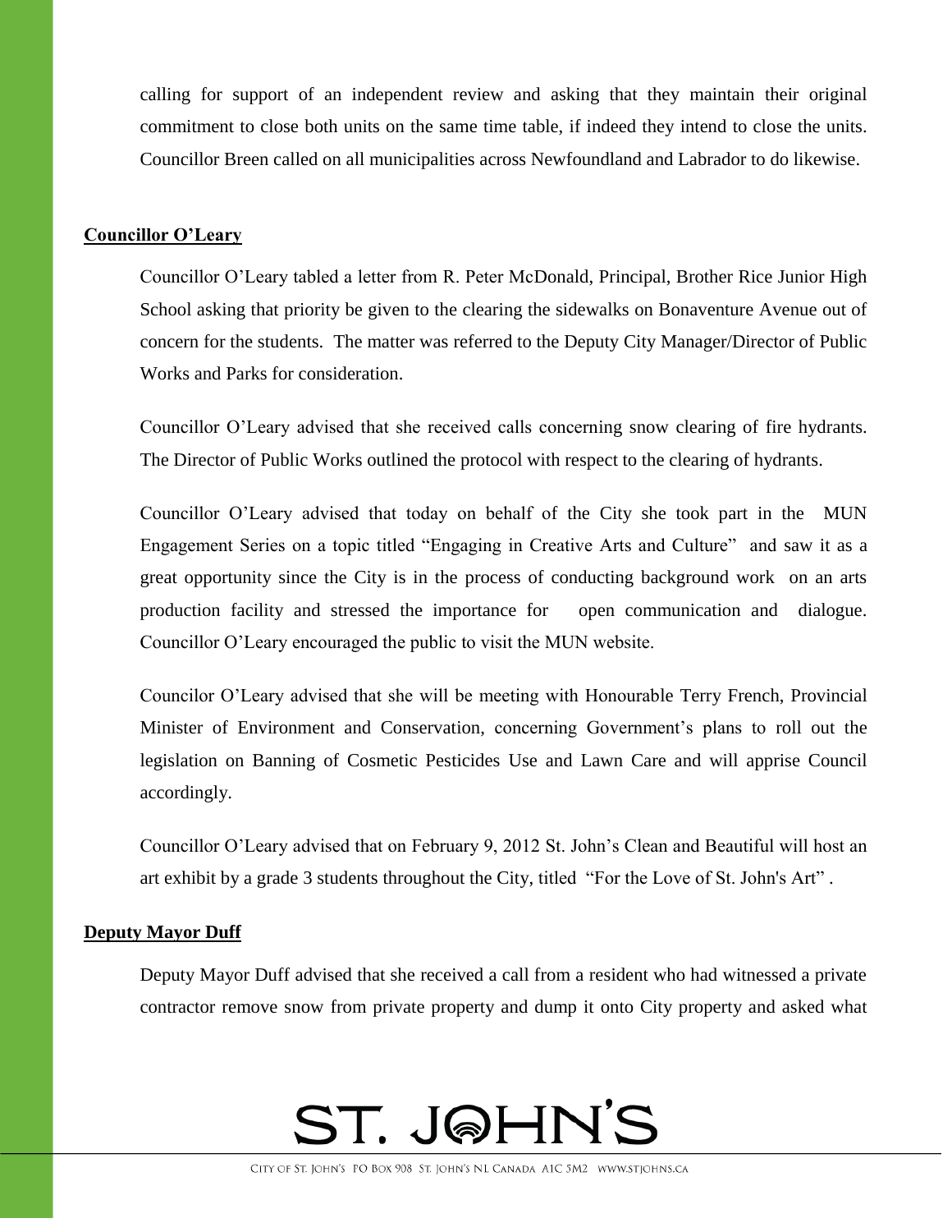calling for support of an independent review and asking that they maintain their original commitment to close both units on the same time table, if indeed they intend to close the units. Councillor Breen called on all municipalities across Newfoundland and Labrador to do likewise.

**Councillor O'Leary**

Councillor O'Leary tabled a letter from R. Peter McDonald, Principal, Brother Rice Junior High School asking that priority be given to the clearing the sidewalks on Bonaventure Avenue out of concern for the students. The matter was referred to the Deputy City Manager/Director of Public Works and Parks for consideration.

Councillor O'Leary advised that she received calls concerning snow clearing of fire hydrants. The Director of Public Works outlined the protocol with respect to the clearing of hydrants.

Councillor O'Leary advised that today on behalf of the City she took part in the MUN Engagement Series on a topic titled "Engaging in Creative Arts and Culture" and saw it as a great opportunity since the City is in the process of conducting background work on an arts production facility and stressed the importance for open communication and dialogue. Councillor O'Leary encouraged the public to visit the MUN website.

Councilor O'Leary advised that she will be meeting with Honourable Terry French, Provincial Minister of Environment and Conservation, concerning Government's plans to roll out the legislation on Banning of Cosmetic Pesticides Use and Lawn Care and will apprise Council accordingly.

Councillor O'Leary advised that on February 9, 2012 St. John's Clean and Beautiful will host an art exhibit by a grade 3 students throughout the City, titled "For the Love of St. John's Art".

**Deputy Mayor Duff**

Deputy Mayor Duff advised that she received a call from a resident who had witnessed a private contractor remove snow from private property and dump it onto City property and asked what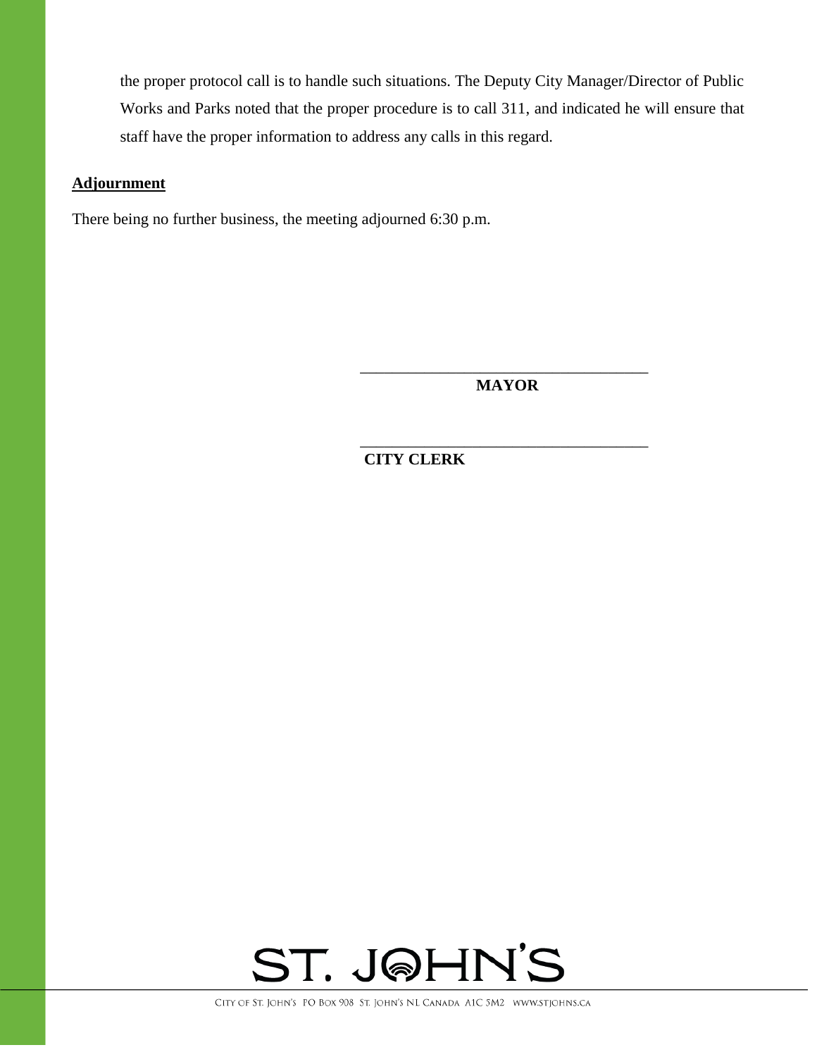the proper protocol call is to handle such situations. The Deputy City Manager/Director of Public Works and Parks noted that the proper procedure is to call 311, and indicated he will ensure that staff have the proper information to address any calls in this regard.

**Adjournment**

There being no further business, the meeting adjourned 6:30 p.m.

\_\_\_\_\_\_\_\_\_\_\_\_\_\_\_\_\_\_\_\_\_\_\_\_\_\_\_\_\_\_\_\_\_\_\_\_\_\_

**MAYOR**

\_\_\_\_\_\_\_\_\_\_\_\_\_\_\_\_\_\_\_\_\_\_\_\_\_\_\_\_\_\_\_\_\_\_\_\_\_\_

**CITY CLERK**